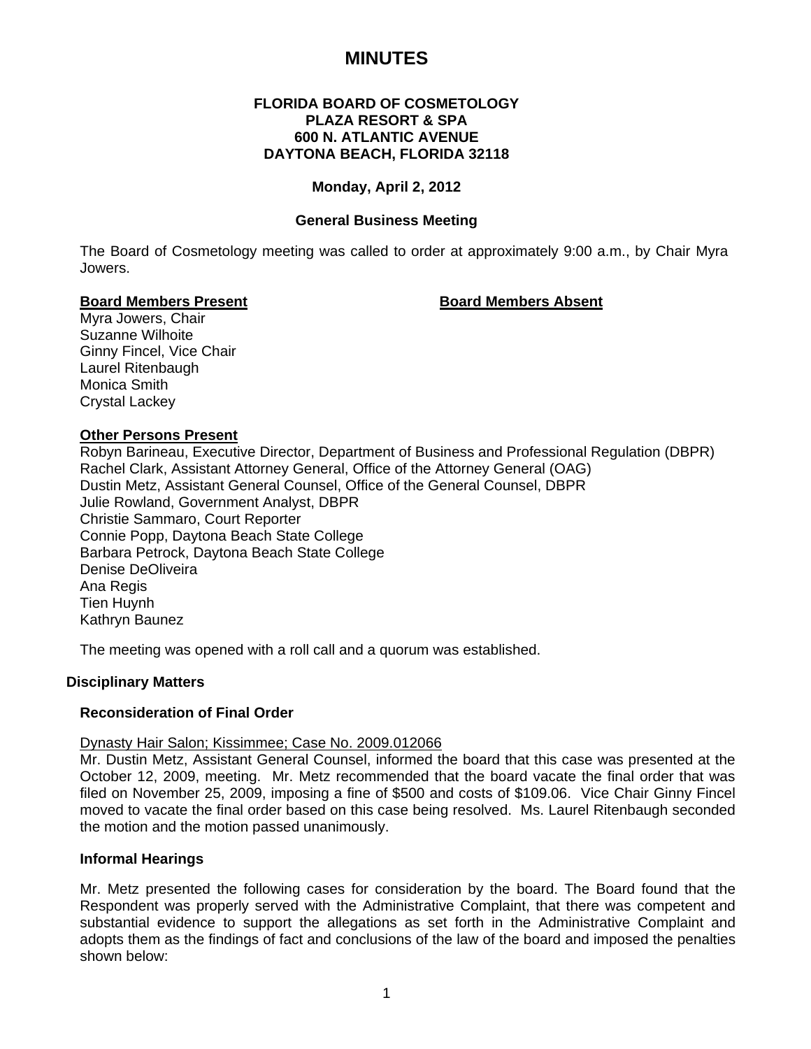# MINUTES

**FLORIDA BOARD OF COSMETOLOGY**
**PLAZA RESORT & SPA**
**600 N. ATLANTIC AVENUE**
**DAYTONA BEACH, FLORIDA 32118**

**Monday, April 2, 2012**

**General Business Meeting**

The Board of Cosmetology meeting was called to order at approximately 9:00 a.m., by Chair Myra Jowers.

**Board Members Present**

Myra Jowers, Chair
Suzanne Wilhoite
Ginny Fincel, Vice Chair
Laurel Ritenbaugh
Monica Smith
Crystal Lackey

**Board Members Absent**

**Other Persons Present**

Robyn Barineau, Executive Director, Department of Business and Professional Regulation (DBPR)
Rachel Clark, Assistant Attorney General, Office of the Attorney General (OAG)
Dustin Metz, Assistant General Counsel, Office of the General Counsel, DBPR
Julie Rowland, Government Analyst, DBPR
Christie Sammaro, Court Reporter
Connie Popp, Daytona Beach State College
Barbara Petrock, Daytona Beach State College
Denise DeOliveira
Ana Regis
Tien Huynh
Kathryn Baunez

The meeting was opened with a roll call and a quorum was established.

## Disciplinary Matters

### Reconsideration of Final Order

Dynasty Hair Salon; Kissimmee; Case No. 2009.012066
Mr. Dustin Metz, Assistant General Counsel, informed the board that this case was presented at the October 12, 2009, meeting. Mr. Metz recommended that the board vacate the final order that was filed on November 25, 2009, imposing a fine of $500 and costs of $109.06. Vice Chair Ginny Fincel moved to vacate the final order based on this case being resolved. Ms. Laurel Ritenbaugh seconded the motion and the motion passed unanimously.

### Informal Hearings

Mr. Metz presented the following cases for consideration by the board. The Board found that the Respondent was properly served with the Administrative Complaint, that there was competent and substantial evidence to support the allegations as set forth in the Administrative Complaint and adopts them as the findings of fact and conclusions of the law of the board and imposed the penalties shown below: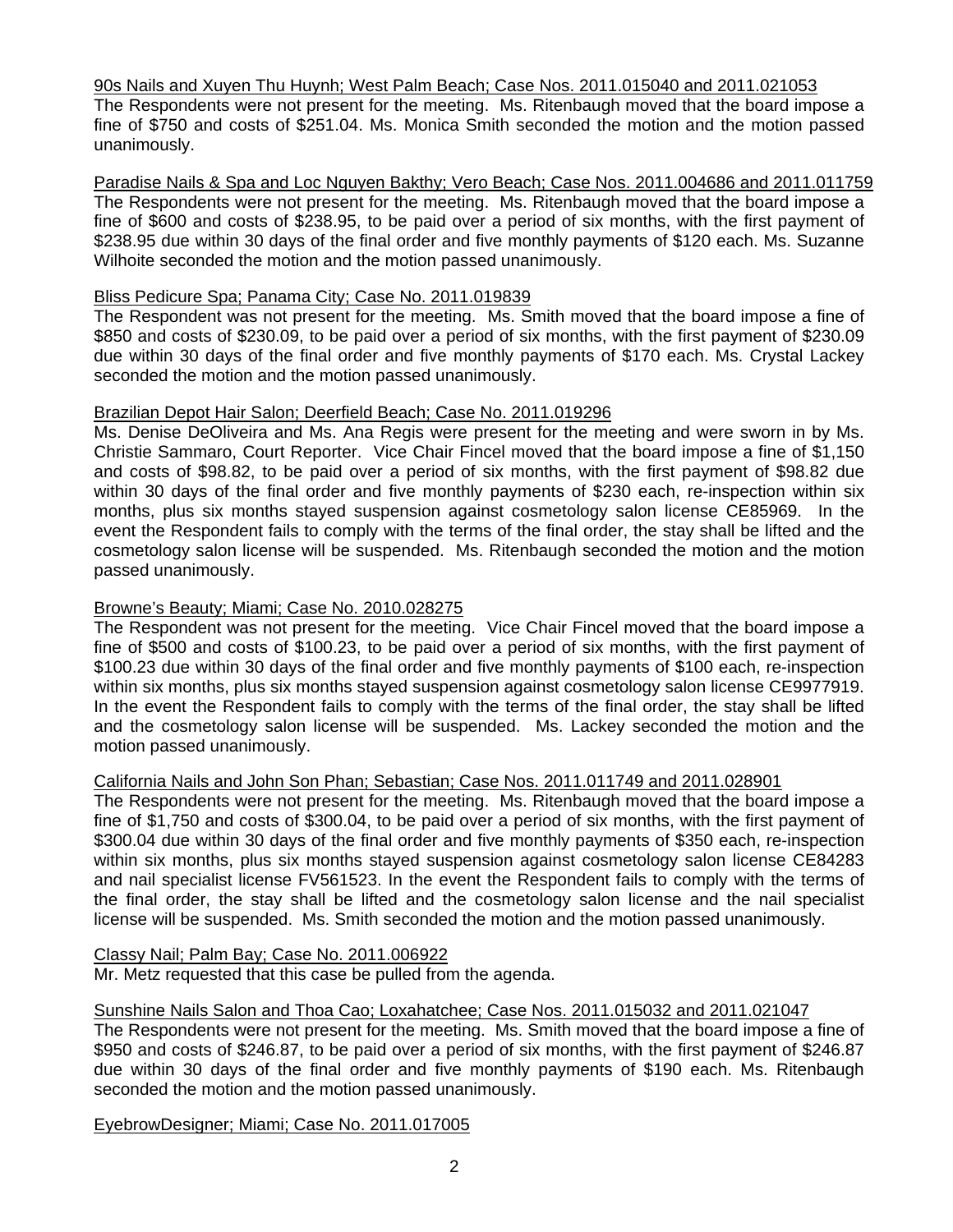<u>90s Nails and Xuyen Thu Huynh; West Palm Beach; Case Nos. 2011.015040 and 2011.021053</u>
The Respondents were not present for the meeting. Ms. Ritenbaugh moved that the board impose a fine of $750 and costs of $251.04. Ms. Monica Smith seconded the motion and the motion passed unanimously.

<u>Paradise Nails & Spa and Loc Nguyen Bakthy; Vero Beach; Case Nos. 2011.004686 and 2011.011759</u>
The Respondents were not present for the meeting. Ms. Ritenbaugh moved that the board impose a fine of $600 and costs of $238.95, to be paid over a period of six months, with the first payment of $238.95 due within 30 days of the final order and five monthly payments of $120 each. Ms. Suzanne Wilhoite seconded the motion and the motion passed unanimously.

<u>Bliss Pedicure Spa; Panama City; Case No. 2011.019839</u>
The Respondent was not present for the meeting. Ms. Smith moved that the board impose a fine of $850 and costs of $230.09, to be paid over a period of six months, with the first payment of $230.09 due within 30 days of the final order and five monthly payments of $170 each. Ms. Crystal Lackey seconded the motion and the motion passed unanimously.

<u>Brazilian Depot Hair Salon; Deerfield Beach; Case No. 2011.019296</u>
Ms. Denise DeOliveira and Ms. Ana Regis were present for the meeting and were sworn in by Ms. Christie Sammaro, Court Reporter. Vice Chair Fincel moved that the board impose a fine of $1,150 and costs of $98.82, to be paid over a period of six months, with the first payment of $98.82 due within 30 days of the final order and five monthly payments of $230 each, re-inspection within six months, plus six months stayed suspension against cosmetology salon license CE85969. In the event the Respondent fails to comply with the terms of the final order, the stay shall be lifted and the cosmetology salon license will be suspended. Ms. Ritenbaugh seconded the motion and the motion passed unanimously.

<u>Browne's Beauty; Miami; Case No. 2010.028275</u>
The Respondent was not present for the meeting. Vice Chair Fincel moved that the board impose a fine of $500 and costs of $100.23, to be paid over a period of six months, with the first payment of $100.23 due within 30 days of the final order and five monthly payments of $100 each, re-inspection within six months, plus six months stayed suspension against cosmetology salon license CE9977919. In the event the Respondent fails to comply with the terms of the final order, the stay shall be lifted and the cosmetology salon license will be suspended. Ms. Lackey seconded the motion and the motion passed unanimously.

<u>California Nails and John Son Phan; Sebastian; Case Nos. 2011.011749 and 2011.028901</u>
The Respondents were not present for the meeting. Ms. Ritenbaugh moved that the board impose a fine of $1,750 and costs of $300.04, to be paid over a period of six months, with the first payment of $300.04 due within 30 days of the final order and five monthly payments of $350 each, re-inspection within six months, plus six months stayed suspension against cosmetology salon license CE84283 and nail specialist license FV561523. In the event the Respondent fails to comply with the terms of the final order, the stay shall be lifted and the cosmetology salon license and the nail specialist license will be suspended. Ms. Smith seconded the motion and the motion passed unanimously.

<u>Classy Nail; Palm Bay; Case No. 2011.006922</u>
Mr. Metz requested that this case be pulled from the agenda.

<u>Sunshine Nails Salon and Thoa Cao; Loxahatchee; Case Nos. 2011.015032 and 2011.021047</u>
The Respondents were not present for the meeting. Ms. Smith moved that the board impose a fine of $950 and costs of $246.87, to be paid over a period of six months, with the first payment of $246.87 due within 30 days of the final order and five monthly payments of $190 each. Ms. Ritenbaugh seconded the motion and the motion passed unanimously.

<u>EyebrowDesigner; Miami; Case No. 2011.017005</u>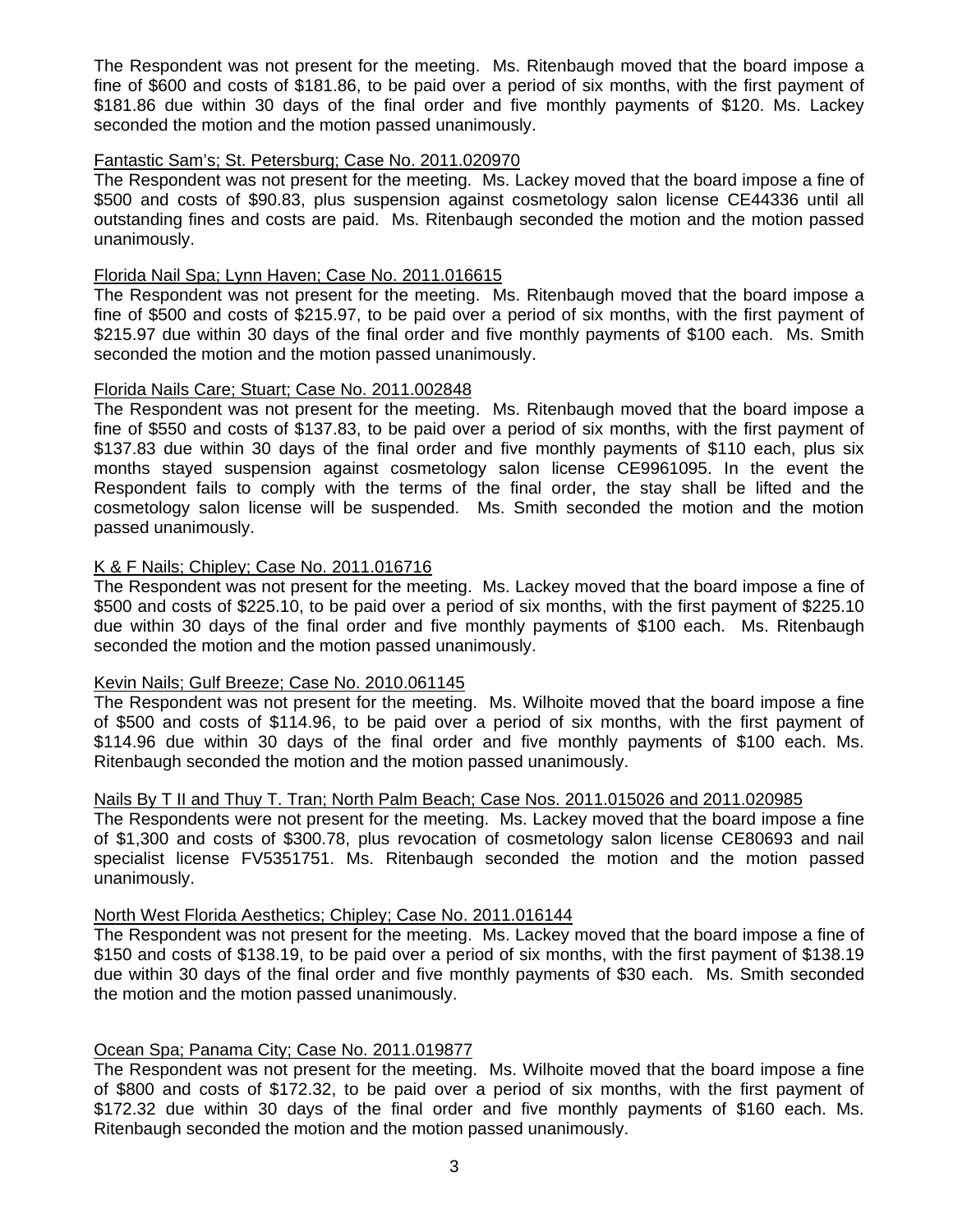The Respondent was not present for the meeting. Ms. Ritenbaugh moved that the board impose a fine of $600 and costs of $181.86, to be paid over a period of six months, with the first payment of $181.86 due within 30 days of the final order and five monthly payments of $120. Ms. Lackey seconded the motion and the motion passed unanimously.

Fantastic Sam's; St. Petersburg; Case No. 2011.020970

The Respondent was not present for the meeting. Ms. Lackey moved that the board impose a fine of $500 and costs of $90.83, plus suspension against cosmetology salon license CE44336 until all outstanding fines and costs are paid. Ms. Ritenbaugh seconded the motion and the motion passed unanimously.

Florida Nail Spa; Lynn Haven; Case No. 2011.016615

The Respondent was not present for the meeting. Ms. Ritenbaugh moved that the board impose a fine of $500 and costs of $215.97, to be paid over a period of six months, with the first payment of $215.97 due within 30 days of the final order and five monthly payments of $100 each. Ms. Smith seconded the motion and the motion passed unanimously.

Florida Nails Care; Stuart; Case No. 2011.002848

The Respondent was not present for the meeting. Ms. Ritenbaugh moved that the board impose a fine of $550 and costs of $137.83, to be paid over a period of six months, with the first payment of $137.83 due within 30 days of the final order and five monthly payments of $110 each, plus six months stayed suspension against cosmetology salon license CE9961095. In the event the Respondent fails to comply with the terms of the final order, the stay shall be lifted and the cosmetology salon license will be suspended. Ms. Smith seconded the motion and the motion passed unanimously.

K & F Nails; Chipley; Case No. 2011.016716

The Respondent was not present for the meeting. Ms. Lackey moved that the board impose a fine of $500 and costs of $225.10, to be paid over a period of six months, with the first payment of $225.10 due within 30 days of the final order and five monthly payments of $100 each. Ms. Ritenbaugh seconded the motion and the motion passed unanimously.

Kevin Nails; Gulf Breeze; Case No. 2010.061145

The Respondent was not present for the meeting. Ms. Wilhoite moved that the board impose a fine of $500 and costs of $114.96, to be paid over a period of six months, with the first payment of $114.96 due within 30 days of the final order and five monthly payments of $100 each. Ms. Ritenbaugh seconded the motion and the motion passed unanimously.

Nails By T II and Thuy T. Tran; North Palm Beach; Case Nos. 2011.015026 and 2011.020985

The Respondents were not present for the meeting. Ms. Lackey moved that the board impose a fine of $1,300 and costs of $300.78, plus revocation of cosmetology salon license CE80693 and nail specialist license FV5351751. Ms. Ritenbaugh seconded the motion and the motion passed unanimously.

North West Florida Aesthetics; Chipley; Case No. 2011.016144

The Respondent was not present for the meeting. Ms. Lackey moved that the board impose a fine of $150 and costs of $138.19, to be paid over a period of six months, with the first payment of $138.19 due within 30 days of the final order and five monthly payments of $30 each. Ms. Smith seconded the motion and the motion passed unanimously.

Ocean Spa; Panama City; Case No. 2011.019877

The Respondent was not present for the meeting. Ms. Wilhoite moved that the board impose a fine of $800 and costs of $172.32, to be paid over a period of six months, with the first payment of $172.32 due within 30 days of the final order and five monthly payments of $160 each. Ms. Ritenbaugh seconded the motion and the motion passed unanimously.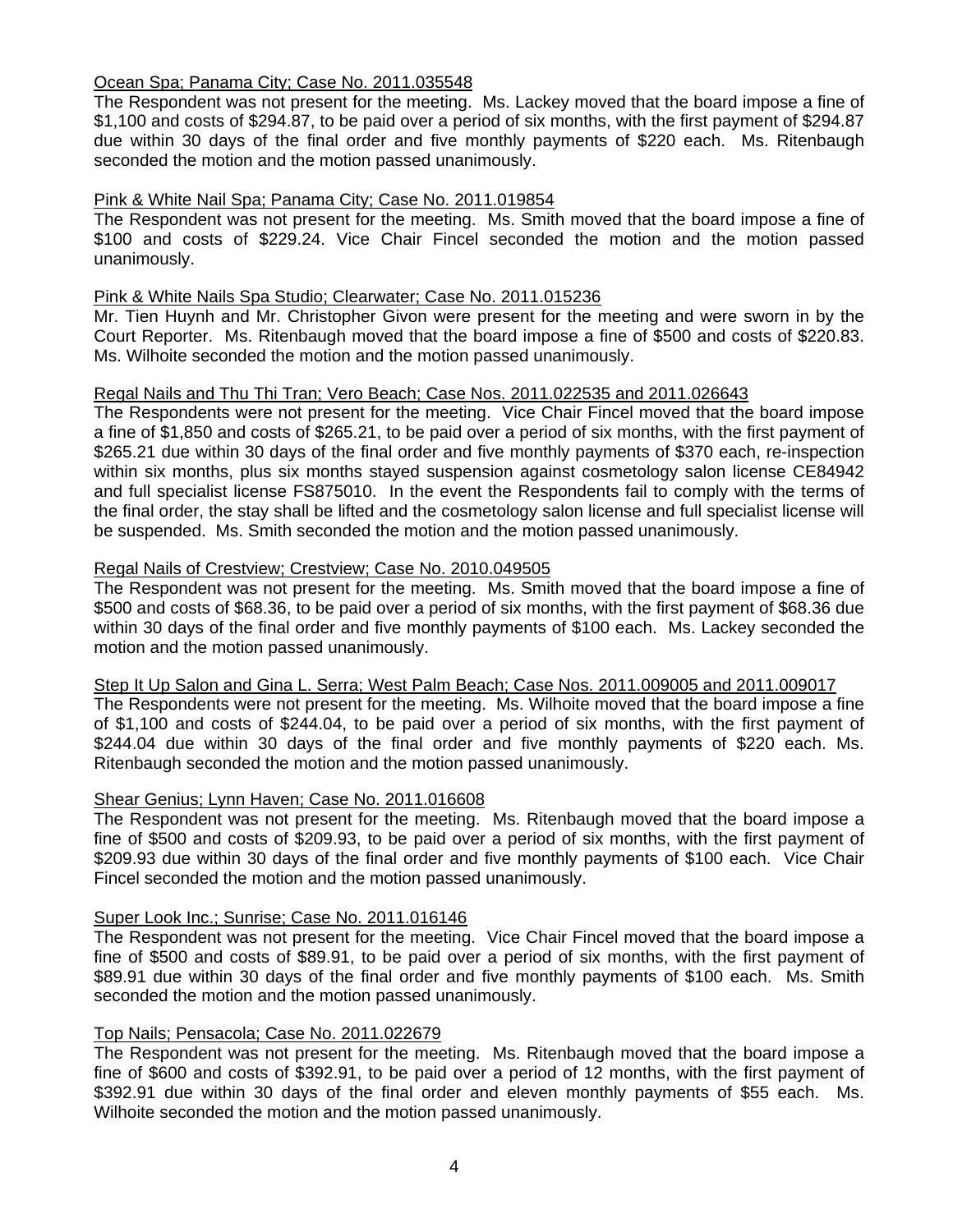<u>Ocean Spa; Panama City; Case No. 2011.035548</u>
The Respondent was not present for the meeting. Ms. Lackey moved that the board impose a fine of $1,100 and costs of $294.87, to be paid over a period of six months, with the first payment of $294.87 due within 30 days of the final order and five monthly payments of $220 each. Ms. Ritenbaugh seconded the motion and the motion passed unanimously.

<u>Pink & White Nail Spa; Panama City; Case No. 2011.019854</u>
The Respondent was not present for the meeting. Ms. Smith moved that the board impose a fine of $100 and costs of $229.24. Vice Chair Fincel seconded the motion and the motion passed unanimously.

<u>Pink & White Nails Spa Studio; Clearwater; Case No. 2011.015236</u>
Mr. Tien Huynh and Mr. Christopher Givon were present for the meeting and were sworn in by the Court Reporter. Ms. Ritenbaugh moved that the board impose a fine of $500 and costs of $220.83. Ms. Wilhoite seconded the motion and the motion passed unanimously.

<u>Regal Nails and Thu Thi Tran; Vero Beach; Case Nos. 2011.022535 and 2011.026643</u>
The Respondents were not present for the meeting. Vice Chair Fincel moved that the board impose a fine of $1,850 and costs of $265.21, to be paid over a period of six months, with the first payment of $265.21 due within 30 days of the final order and five monthly payments of $370 each, re-inspection within six months, plus six months stayed suspension against cosmetology salon license CE84942 and full specialist license FS875010. In the event the Respondents fail to comply with the terms of the final order, the stay shall be lifted and the cosmetology salon license and full specialist license will be suspended. Ms. Smith seconded the motion and the motion passed unanimously.

<u>Regal Nails of Crestview; Crestview; Case No. 2010.049505</u>
The Respondent was not present for the meeting. Ms. Smith moved that the board impose a fine of $500 and costs of $68.36, to be paid over a period of six months, with the first payment of $68.36 due within 30 days of the final order and five monthly payments of $100 each. Ms. Lackey seconded the motion and the motion passed unanimously.

<u>Step It Up Salon and Gina L. Serra; West Palm Beach; Case Nos. 2011.009005 and 2011.009017</u>
The Respondents were not present for the meeting. Ms. Wilhoite moved that the board impose a fine of $1,100 and costs of $244.04, to be paid over a period of six months, with the first payment of $244.04 due within 30 days of the final order and five monthly payments of $220 each. Ms. Ritenbaugh seconded the motion and the motion passed unanimously.

<u>Shear Genius; Lynn Haven; Case No. 2011.016608</u>
The Respondent was not present for the meeting. Ms. Ritenbaugh moved that the board impose a fine of $500 and costs of $209.93, to be paid over a period of six months, with the first payment of $209.93 due within 30 days of the final order and five monthly payments of $100 each. Vice Chair Fincel seconded the motion and the motion passed unanimously.

<u>Super Look Inc.; Sunrise; Case No. 2011.016146</u>
The Respondent was not present for the meeting. Vice Chair Fincel moved that the board impose a fine of $500 and costs of $89.91, to be paid over a period of six months, with the first payment of $89.91 due within 30 days of the final order and five monthly payments of $100 each. Ms. Smith seconded the motion and the motion passed unanimously.

<u>Top Nails; Pensacola; Case No. 2011.022679</u>
The Respondent was not present for the meeting. Ms. Ritenbaugh moved that the board impose a fine of $600 and costs of $392.91, to be paid over a period of 12 months, with the first payment of $392.91 due within 30 days of the final order and eleven monthly payments of $55 each. Ms. Wilhoite seconded the motion and the motion passed unanimously.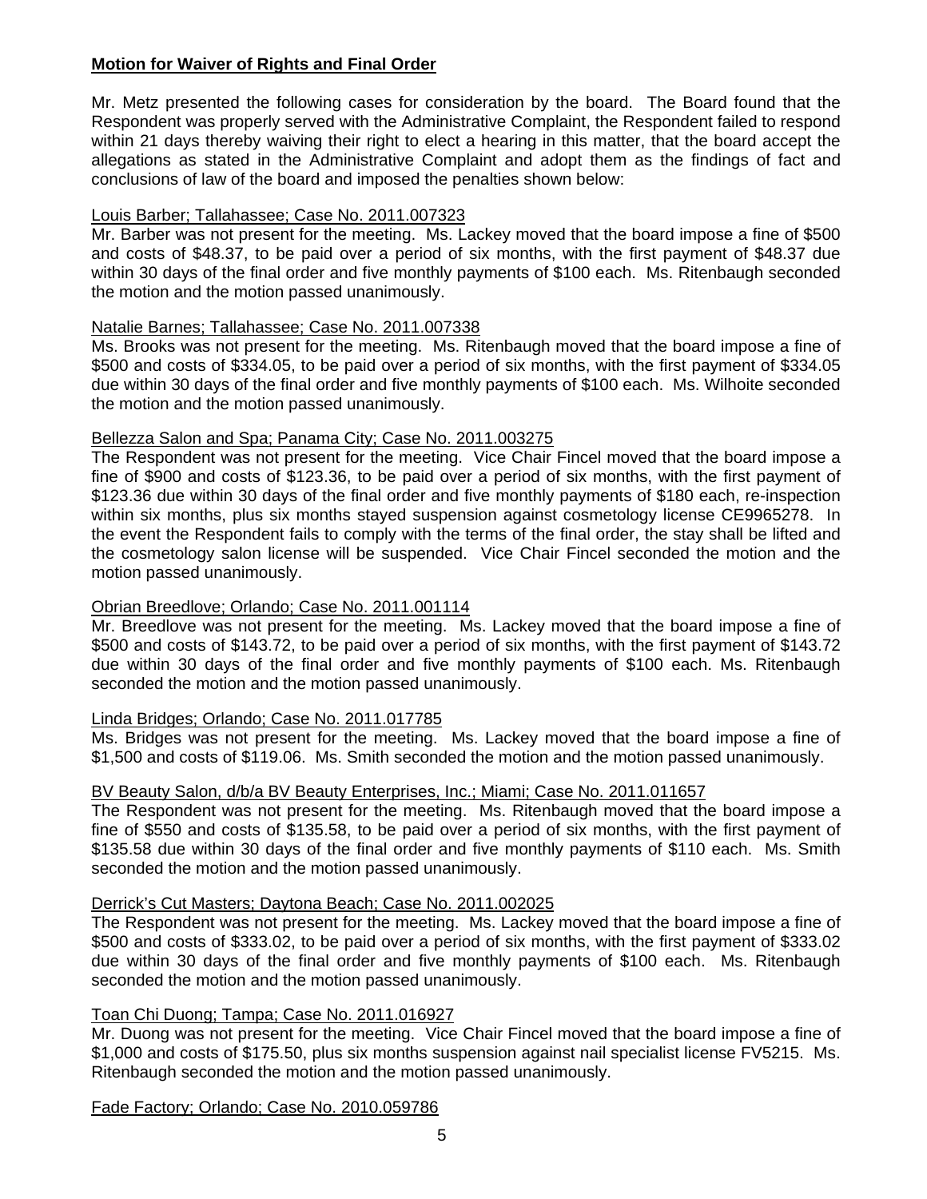**Motion for Waiver of Rights and Final Order**

Mr. Metz presented the following cases for consideration by the board. The Board found that the Respondent was properly served with the Administrative Complaint, the Respondent failed to respond within 21 days thereby waiving their right to elect a hearing in this matter, that the board accept the allegations as stated in the Administrative Complaint and adopt them as the findings of fact and conclusions of law of the board and imposed the penalties shown below:

Louis Barber; Tallahassee; Case No. 2011.007323

Mr. Barber was not present for the meeting. Ms. Lackey moved that the board impose a fine of $500 and costs of $48.37, to be paid over a period of six months, with the first payment of $48.37 due within 30 days of the final order and five monthly payments of $100 each. Ms. Ritenbaugh seconded the motion and the motion passed unanimously.

Natalie Barnes; Tallahassee; Case No. 2011.007338

Ms. Brooks was not present for the meeting. Ms. Ritenbaugh moved that the board impose a fine of $500 and costs of $334.05, to be paid over a period of six months, with the first payment of $334.05 due within 30 days of the final order and five monthly payments of $100 each. Ms. Wilhoite seconded the motion and the motion passed unanimously.

Bellezza Salon and Spa; Panama City; Case No. 2011.003275

The Respondent was not present for the meeting. Vice Chair Fincel moved that the board impose a fine of $900 and costs of $123.36, to be paid over a period of six months, with the first payment of $123.36 due within 30 days of the final order and five monthly payments of $180 each, re-inspection within six months, plus six months stayed suspension against cosmetology license CE9965278. In the event the Respondent fails to comply with the terms of the final order, the stay shall be lifted and the cosmetology salon license will be suspended. Vice Chair Fincel seconded the motion and the motion passed unanimously.

Obrian Breedlove; Orlando; Case No. 2011.001114

Mr. Breedlove was not present for the meeting. Ms. Lackey moved that the board impose a fine of $500 and costs of $143.72, to be paid over a period of six months, with the first payment of $143.72 due within 30 days of the final order and five monthly payments of $100 each. Ms. Ritenbaugh seconded the motion and the motion passed unanimously.

Linda Bridges; Orlando; Case No. 2011.017785

Ms. Bridges was not present for the meeting. Ms. Lackey moved that the board impose a fine of $1,500 and costs of $119.06. Ms. Smith seconded the motion and the motion passed unanimously.

BV Beauty Salon, d/b/a BV Beauty Enterprises, Inc.; Miami; Case No. 2011.011657

The Respondent was not present for the meeting. Ms. Ritenbaugh moved that the board impose a fine of $550 and costs of $135.58, to be paid over a period of six months, with the first payment of $135.58 due within 30 days of the final order and five monthly payments of $110 each. Ms. Smith seconded the motion and the motion passed unanimously.

Derrick's Cut Masters; Daytona Beach; Case No. 2011.002025

The Respondent was not present for the meeting. Ms. Lackey moved that the board impose a fine of $500 and costs of $333.02, to be paid over a period of six months, with the first payment of $333.02 due within 30 days of the final order and five monthly payments of $100 each. Ms. Ritenbaugh seconded the motion and the motion passed unanimously.

Toan Chi Duong; Tampa; Case No. 2011.016927

Mr. Duong was not present for the meeting. Vice Chair Fincel moved that the board impose a fine of $1,000 and costs of $175.50, plus six months suspension against nail specialist license FV5215. Ms. Ritenbaugh seconded the motion and the motion passed unanimously.

Fade Factory; Orlando; Case No. 2010.059786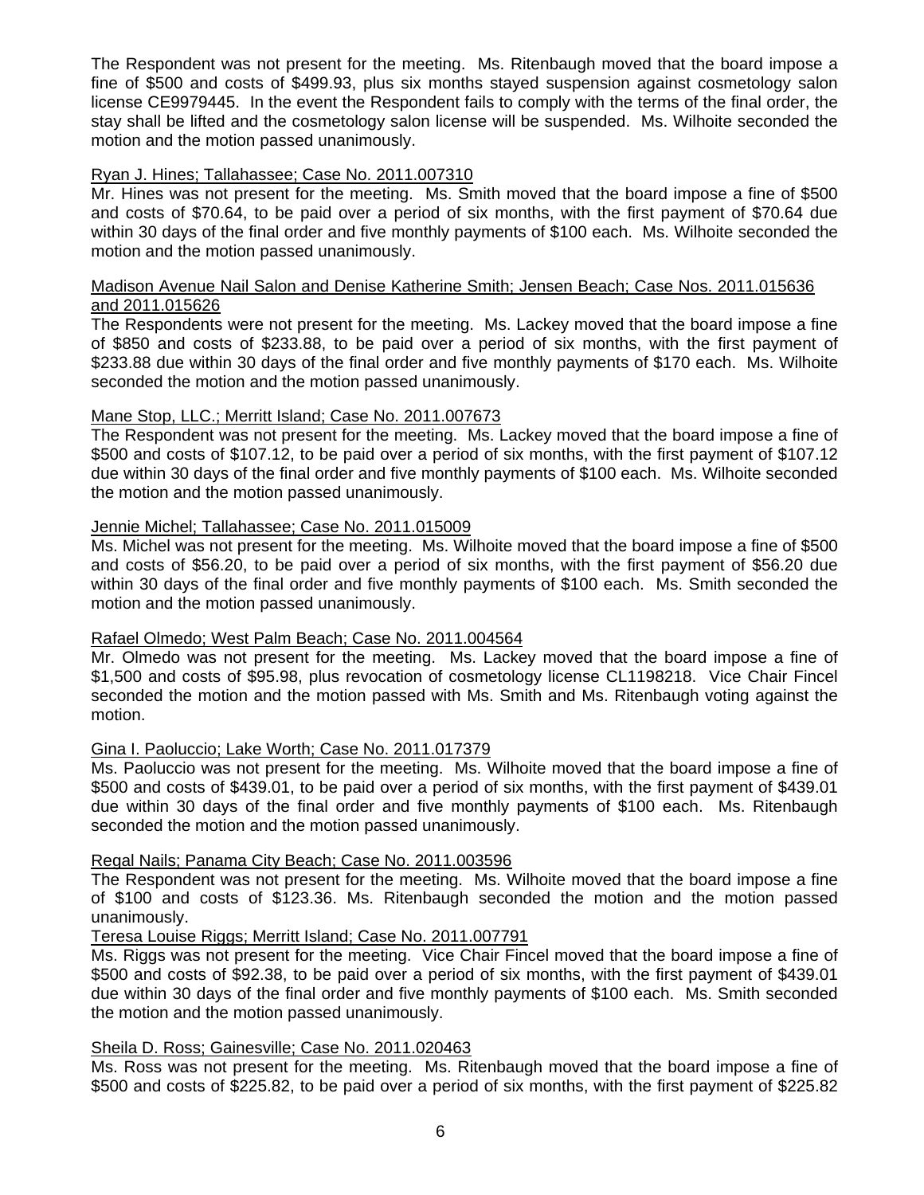The Respondent was not present for the meeting. Ms. Ritenbaugh moved that the board impose a fine of $500 and costs of $499.93, plus six months stayed suspension against cosmetology salon license CE9979445. In the event the Respondent fails to comply with the terms of the final order, the stay shall be lifted and the cosmetology salon license will be suspended. Ms. Wilhoite seconded the motion and the motion passed unanimously.

Ryan J. Hines; Tallahassee; Case No. 2011.007310

Mr. Hines was not present for the meeting. Ms. Smith moved that the board impose a fine of $500 and costs of $70.64, to be paid over a period of six months, with the first payment of $70.64 due within 30 days of the final order and five monthly payments of $100 each. Ms. Wilhoite seconded the motion and the motion passed unanimously.

Madison Avenue Nail Salon and Denise Katherine Smith; Jensen Beach; Case Nos. 2011.015636 and 2011.015626

The Respondents were not present for the meeting. Ms. Lackey moved that the board impose a fine of $850 and costs of $233.88, to be paid over a period of six months, with the first payment of $233.88 due within 30 days of the final order and five monthly payments of $170 each. Ms. Wilhoite seconded the motion and the motion passed unanimously.

Mane Stop, LLC.; Merritt Island; Case No. 2011.007673

The Respondent was not present for the meeting. Ms. Lackey moved that the board impose a fine of $500 and costs of $107.12, to be paid over a period of six months, with the first payment of $107.12 due within 30 days of the final order and five monthly payments of $100 each. Ms. Wilhoite seconded the motion and the motion passed unanimously.

Jennie Michel; Tallahassee; Case No. 2011.015009

Ms. Michel was not present for the meeting. Ms. Wilhoite moved that the board impose a fine of $500 and costs of $56.20, to be paid over a period of six months, with the first payment of $56.20 due within 30 days of the final order and five monthly payments of $100 each. Ms. Smith seconded the motion and the motion passed unanimously.

Rafael Olmedo; West Palm Beach; Case No. 2011.004564

Mr. Olmedo was not present for the meeting. Ms. Lackey moved that the board impose a fine of $1,500 and costs of $95.98, plus revocation of cosmetology license CL1198218. Vice Chair Fincel seconded the motion and the motion passed with Ms. Smith and Ms. Ritenbaugh voting against the motion.

Gina I. Paoluccio; Lake Worth; Case No. 2011.017379

Ms. Paoluccio was not present for the meeting. Ms. Wilhoite moved that the board impose a fine of $500 and costs of $439.01, to be paid over a period of six months, with the first payment of $439.01 due within 30 days of the final order and five monthly payments of $100 each. Ms. Ritenbaugh seconded the motion and the motion passed unanimously.

Regal Nails; Panama City Beach; Case No. 2011.003596

The Respondent was not present for the meeting. Ms. Wilhoite moved that the board impose a fine of $100 and costs of $123.36. Ms. Ritenbaugh seconded the motion and the motion passed unanimously.

Teresa Louise Riggs; Merritt Island; Case No. 2011.007791

Ms. Riggs was not present for the meeting. Vice Chair Fincel moved that the board impose a fine of $500 and costs of $92.38, to be paid over a period of six months, with the first payment of $439.01 due within 30 days of the final order and five monthly payments of $100 each. Ms. Smith seconded the motion and the motion passed unanimously.

Sheila D. Ross; Gainesville; Case No. 2011.020463

Ms. Ross was not present for the meeting. Ms. Ritenbaugh moved that the board impose a fine of $500 and costs of $225.82, to be paid over a period of six months, with the first payment of $225.82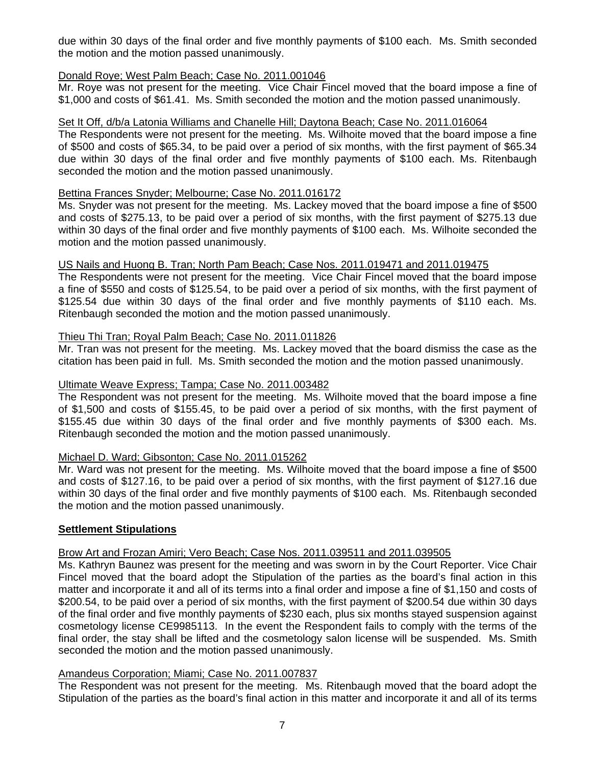due within 30 days of the final order and five monthly payments of $100 each. Ms. Smith seconded the motion and the motion passed unanimously.

Donald Roye; West Palm Beach; Case No. 2011.001046

Mr. Roye was not present for the meeting. Vice Chair Fincel moved that the board impose a fine of $1,000 and costs of $61.41. Ms. Smith seconded the motion and the motion passed unanimously.

Set It Off, d/b/a Latonia Williams and Chanelle Hill; Daytona Beach; Case No. 2011.016064

The Respondents were not present for the meeting. Ms. Wilhoite moved that the board impose a fine of $500 and costs of $65.34, to be paid over a period of six months, with the first payment of $65.34 due within 30 days of the final order and five monthly payments of $100 each. Ms. Ritenbaugh seconded the motion and the motion passed unanimously.

Bettina Frances Snyder; Melbourne; Case No. 2011.016172

Ms. Snyder was not present for the meeting. Ms. Lackey moved that the board impose a fine of $500 and costs of $275.13, to be paid over a period of six months, with the first payment of $275.13 due within 30 days of the final order and five monthly payments of $100 each. Ms. Wilhoite seconded the motion and the motion passed unanimously.

US Nails and Huong B. Tran; North Pam Beach; Case Nos. 2011.019471 and 2011.019475

The Respondents were not present for the meeting. Vice Chair Fincel moved that the board impose a fine of $550 and costs of $125.54, to be paid over a period of six months, with the first payment of $125.54 due within 30 days of the final order and five monthly payments of $110 each. Ms. Ritenbaugh seconded the motion and the motion passed unanimously.

Thieu Thi Tran; Royal Palm Beach; Case No. 2011.011826

Mr. Tran was not present for the meeting. Ms. Lackey moved that the board dismiss the case as the citation has been paid in full. Ms. Smith seconded the motion and the motion passed unanimously.

Ultimate Weave Express; Tampa; Case No. 2011.003482

The Respondent was not present for the meeting. Ms. Wilhoite moved that the board impose a fine of $1,500 and costs of $155.45, to be paid over a period of six months, with the first payment of $155.45 due within 30 days of the final order and five monthly payments of $300 each. Ms. Ritenbaugh seconded the motion and the motion passed unanimously.

Michael D. Ward; Gibsonton; Case No. 2011.015262

Mr. Ward was not present for the meeting. Ms. Wilhoite moved that the board impose a fine of $500 and costs of $127.16, to be paid over a period of six months, with the first payment of $127.16 due within 30 days of the final order and five monthly payments of $100 each. Ms. Ritenbaugh seconded the motion and the motion passed unanimously.

**Settlement Stipulations**

Brow Art and Frozan Amiri; Vero Beach; Case Nos. 2011.039511 and 2011.039505

Ms. Kathryn Baunez was present for the meeting and was sworn in by the Court Reporter. Vice Chair Fincel moved that the board adopt the Stipulation of the parties as the board's final action in this matter and incorporate it and all of its terms into a final order and impose a fine of $1,150 and costs of $200.54, to be paid over a period of six months, with the first payment of $200.54 due within 30 days of the final order and five monthly payments of $230 each, plus six months stayed suspension against cosmetology license CE9985113. In the event the Respondent fails to comply with the terms of the final order, the stay shall be lifted and the cosmetology salon license will be suspended. Ms. Smith seconded the motion and the motion passed unanimously.

Amandeus Corporation; Miami; Case No. 2011.007837

The Respondent was not present for the meeting. Ms. Ritenbaugh moved that the board adopt the Stipulation of the parties as the board's final action in this matter and incorporate it and all of its terms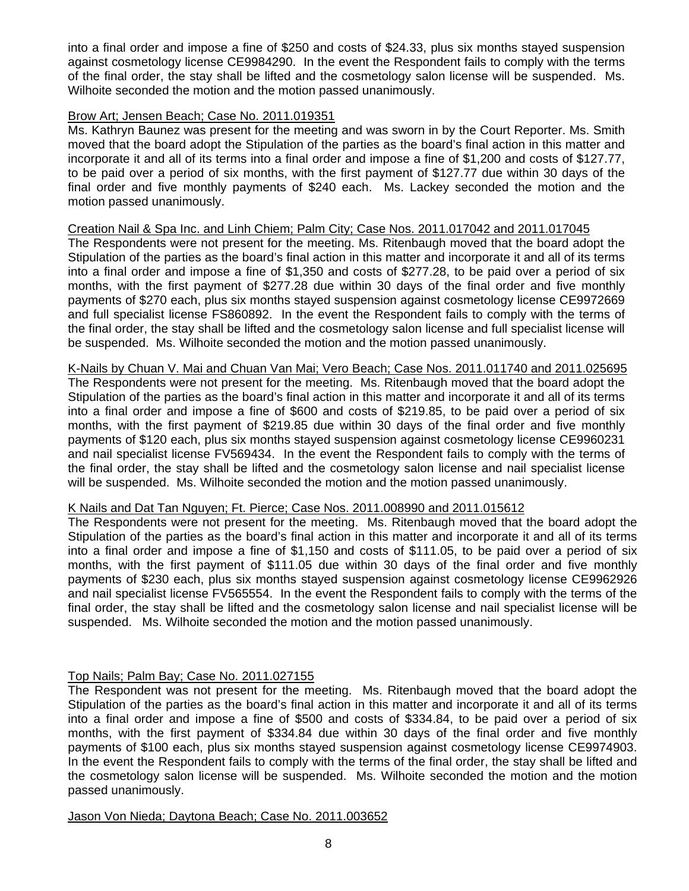into a final order and impose a fine of $250 and costs of $24.33, plus six months stayed suspension against cosmetology license CE9984290. In the event the Respondent fails to comply with the terms of the final order, the stay shall be lifted and the cosmetology salon license will be suspended. Ms. Wilhoite seconded the motion and the motion passed unanimously.

Brow Art; Jensen Beach; Case No. 2011.019351

Ms. Kathryn Baunez was present for the meeting and was sworn in by the Court Reporter. Ms. Smith moved that the board adopt the Stipulation of the parties as the board's final action in this matter and incorporate it and all of its terms into a final order and impose a fine of $1,200 and costs of $127.77, to be paid over a period of six months, with the first payment of $127.77 due within 30 days of the final order and five monthly payments of $240 each. Ms. Lackey seconded the motion and the motion passed unanimously.

Creation Nail & Spa Inc. and Linh Chiem; Palm City; Case Nos. 2011.017042 and 2011.017045

The Respondents were not present for the meeting. Ms. Ritenbaugh moved that the board adopt the Stipulation of the parties as the board's final action in this matter and incorporate it and all of its terms into a final order and impose a fine of $1,350 and costs of $277.28, to be paid over a period of six months, with the first payment of $277.28 due within 30 days of the final order and five monthly payments of $270 each, plus six months stayed suspension against cosmetology license CE9972669 and full specialist license FS860892. In the event the Respondent fails to comply with the terms of the final order, the stay shall be lifted and the cosmetology salon license and full specialist license will be suspended. Ms. Wilhoite seconded the motion and the motion passed unanimously.

K-Nails by Chuan V. Mai and Chuan Van Mai; Vero Beach; Case Nos. 2011.011740 and 2011.025695

The Respondents were not present for the meeting. Ms. Ritenbaugh moved that the board adopt the Stipulation of the parties as the board's final action in this matter and incorporate it and all of its terms into a final order and impose a fine of $600 and costs of $219.85, to be paid over a period of six months, with the first payment of $219.85 due within 30 days of the final order and five monthly payments of $120 each, plus six months stayed suspension against cosmetology license CE9960231 and nail specialist license FV569434. In the event the Respondent fails to comply with the terms of the final order, the stay shall be lifted and the cosmetology salon license and nail specialist license will be suspended. Ms. Wilhoite seconded the motion and the motion passed unanimously.

K Nails and Dat Tan Nguyen; Ft. Pierce; Case Nos. 2011.008990 and 2011.015612

The Respondents were not present for the meeting. Ms. Ritenbaugh moved that the board adopt the Stipulation of the parties as the board's final action in this matter and incorporate it and all of its terms into a final order and impose a fine of $1,150 and costs of $111.05, to be paid over a period of six months, with the first payment of $111.05 due within 30 days of the final order and five monthly payments of $230 each, plus six months stayed suspension against cosmetology license CE9962926 and nail specialist license FV565554. In the event the Respondent fails to comply with the terms of the final order, the stay shall be lifted and the cosmetology salon license and nail specialist license will be suspended. Ms. Wilhoite seconded the motion and the motion passed unanimously.

Top Nails; Palm Bay; Case No. 2011.027155

The Respondent was not present for the meeting. Ms. Ritenbaugh moved that the board adopt the Stipulation of the parties as the board's final action in this matter and incorporate it and all of its terms into a final order and impose a fine of $500 and costs of $334.84, to be paid over a period of six months, with the first payment of $334.84 due within 30 days of the final order and five monthly payments of $100 each, plus six months stayed suspension against cosmetology license CE9974903. In the event the Respondent fails to comply with the terms of the final order, the stay shall be lifted and the cosmetology salon license will be suspended. Ms. Wilhoite seconded the motion and the motion passed unanimously.

Jason Von Nieda; Daytona Beach; Case No. 2011.003652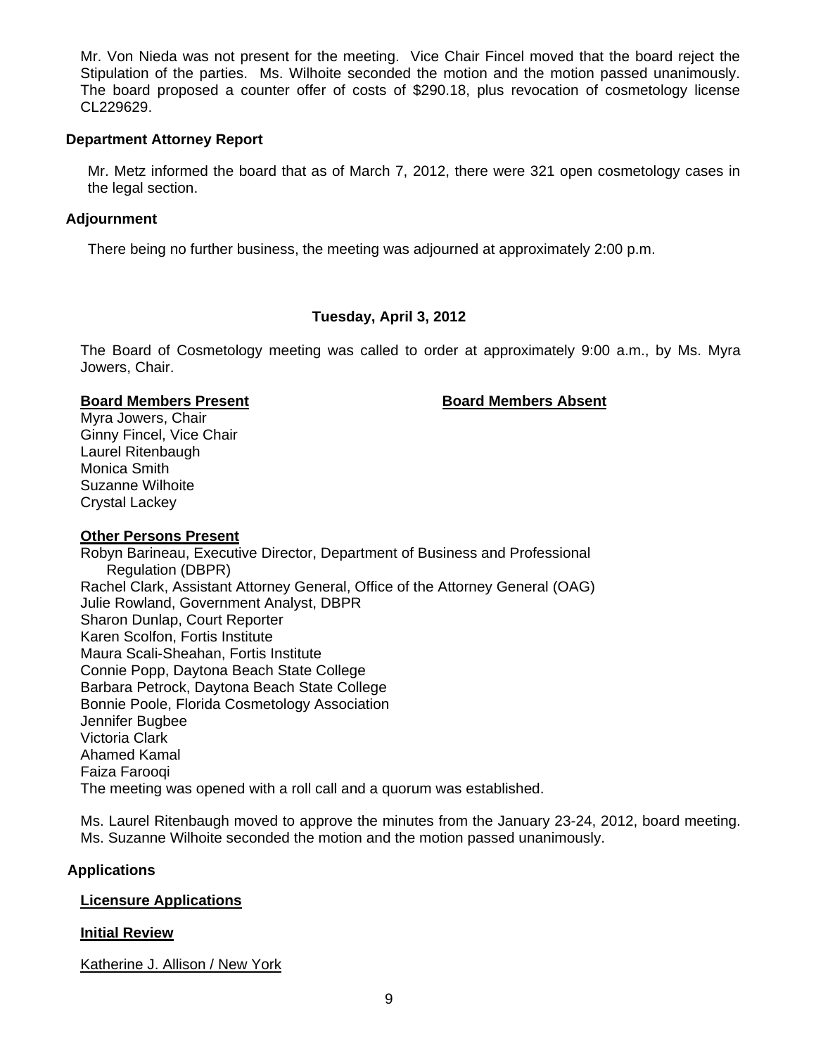Mr. Von Nieda was not present for the meeting. Vice Chair Fincel moved that the board reject the Stipulation of the parties. Ms. Wilhoite seconded the motion and the motion passed unanimously. The board proposed a counter offer of costs of $290.18, plus revocation of cosmetology license CL229629.

**Department Attorney Report**

Mr. Metz informed the board that as of March 7, 2012, there were 321 open cosmetology cases in the legal section.

**Adjournment**

There being no further business, the meeting was adjourned at approximately 2:00 p.m.

**Tuesday, April 3, 2012**

The Board of Cosmetology meeting was called to order at approximately 9:00 a.m., by Ms. Myra Jowers, Chair.

**Board Members Present**

Myra Jowers, Chair
Ginny Fincel, Vice Chair
Laurel Ritenbaugh
Monica Smith
Suzanne Wilhoite
Crystal Lackey

**Board Members Absent**

**Other Persons Present**

Robyn Barineau, Executive Director, Department of Business and Professional Regulation (DBPR)
Rachel Clark, Assistant Attorney General, Office of the Attorney General (OAG)
Julie Rowland, Government Analyst, DBPR
Sharon Dunlap, Court Reporter
Karen Scolfon, Fortis Institute
Maura Scali-Sheahan, Fortis Institute
Connie Popp, Daytona Beach State College
Barbara Petrock, Daytona Beach State College
Bonnie Poole, Florida Cosmetology Association
Jennifer Bugbee
Victoria Clark
Ahamed Kamal
Faiza Farooqi

The meeting was opened with a roll call and a quorum was established.

Ms. Laurel Ritenbaugh moved to approve the minutes from the January 23-24, 2012, board meeting. Ms. Suzanne Wilhoite seconded the motion and the motion passed unanimously.

**Applications**

**Licensure Applications**

**Initial Review**

Katherine J. Allison / New York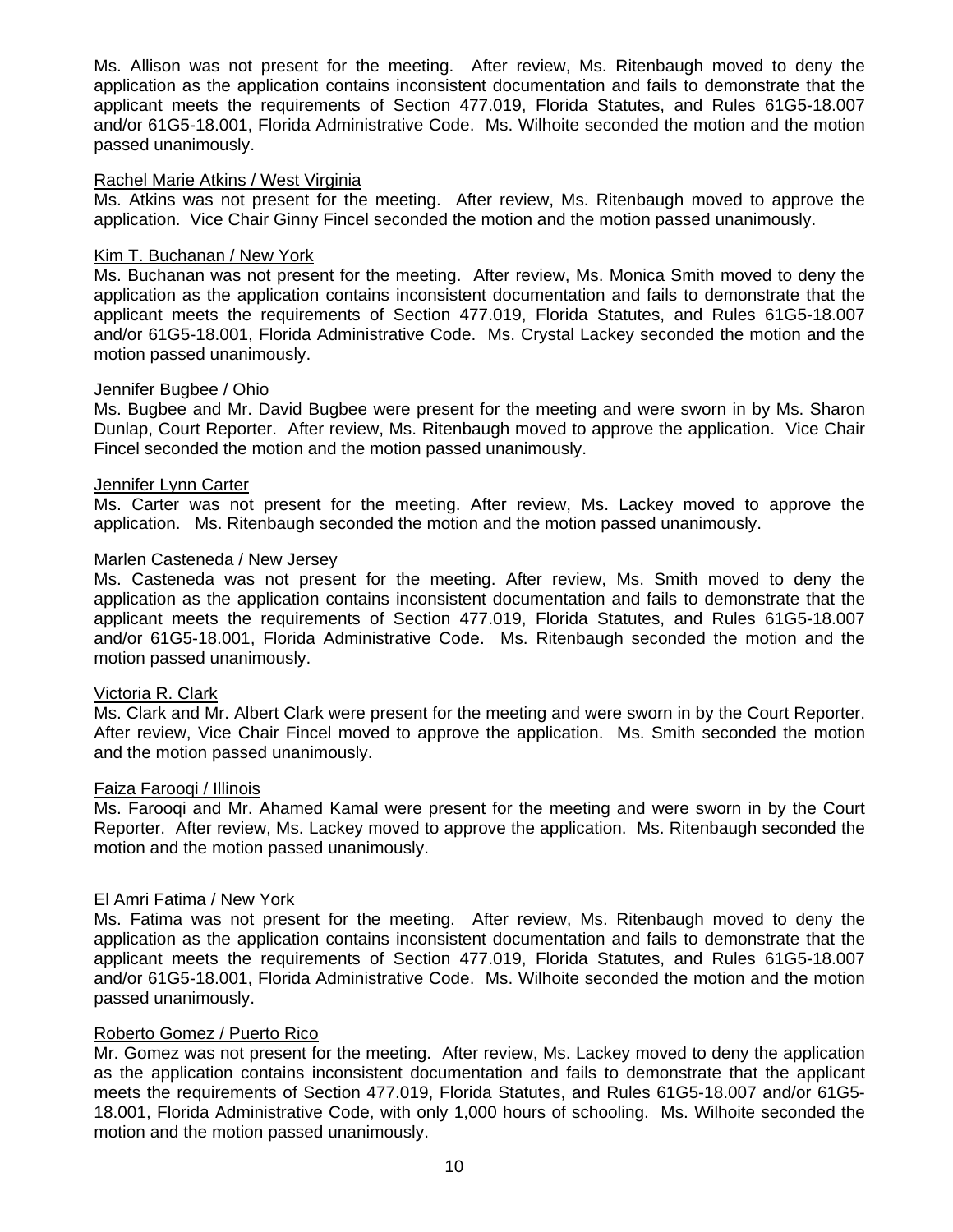Ms. Allison was not present for the meeting. After review, Ms. Ritenbaugh moved to deny the application as the application contains inconsistent documentation and fails to demonstrate that the applicant meets the requirements of Section 477.019, Florida Statutes, and Rules 61G5-18.007 and/or 61G5-18.001, Florida Administrative Code. Ms. Wilhoite seconded the motion and the motion passed unanimously.

Rachel Marie Atkins / West Virginia

Ms. Atkins was not present for the meeting. After review, Ms. Ritenbaugh moved to approve the application. Vice Chair Ginny Fincel seconded the motion and the motion passed unanimously.

Kim T. Buchanan / New York

Ms. Buchanan was not present for the meeting. After review, Ms. Monica Smith moved to deny the application as the application contains inconsistent documentation and fails to demonstrate that the applicant meets the requirements of Section 477.019, Florida Statutes, and Rules 61G5-18.007 and/or 61G5-18.001, Florida Administrative Code. Ms. Crystal Lackey seconded the motion and the motion passed unanimously.

Jennifer Bugbee / Ohio

Ms. Bugbee and Mr. David Bugbee were present for the meeting and were sworn in by Ms. Sharon Dunlap, Court Reporter. After review, Ms. Ritenbaugh moved to approve the application. Vice Chair Fincel seconded the motion and the motion passed unanimously.

Jennifer Lynn Carter

Ms. Carter was not present for the meeting. After review, Ms. Lackey moved to approve the application. Ms. Ritenbaugh seconded the motion and the motion passed unanimously.

Marlen Casteneda / New Jersey

Ms. Casteneda was not present for the meeting. After review, Ms. Smith moved to deny the application as the application contains inconsistent documentation and fails to demonstrate that the applicant meets the requirements of Section 477.019, Florida Statutes, and Rules 61G5-18.007 and/or 61G5-18.001, Florida Administrative Code. Ms. Ritenbaugh seconded the motion and the motion passed unanimously.

Victoria R. Clark

Ms. Clark and Mr. Albert Clark were present for the meeting and were sworn in by the Court Reporter. After review, Vice Chair Fincel moved to approve the application. Ms. Smith seconded the motion and the motion passed unanimously.

Faiza Farooqi / Illinois

Ms. Farooqi and Mr. Ahamed Kamal were present for the meeting and were sworn in by the Court Reporter. After review, Ms. Lackey moved to approve the application. Ms. Ritenbaugh seconded the motion and the motion passed unanimously.

El Amri Fatima / New York

Ms. Fatima was not present for the meeting. After review, Ms. Ritenbaugh moved to deny the application as the application contains inconsistent documentation and fails to demonstrate that the applicant meets the requirements of Section 477.019, Florida Statutes, and Rules 61G5-18.007 and/or 61G5-18.001, Florida Administrative Code. Ms. Wilhoite seconded the motion and the motion passed unanimously.

Roberto Gomez / Puerto Rico

Mr. Gomez was not present for the meeting. After review, Ms. Lackey moved to deny the application as the application contains inconsistent documentation and fails to demonstrate that the applicant meets the requirements of Section 477.019, Florida Statutes, and Rules 61G5-18.007 and/or 61G5-18.001, Florida Administrative Code, with only 1,000 hours of schooling. Ms. Wilhoite seconded the motion and the motion passed unanimously.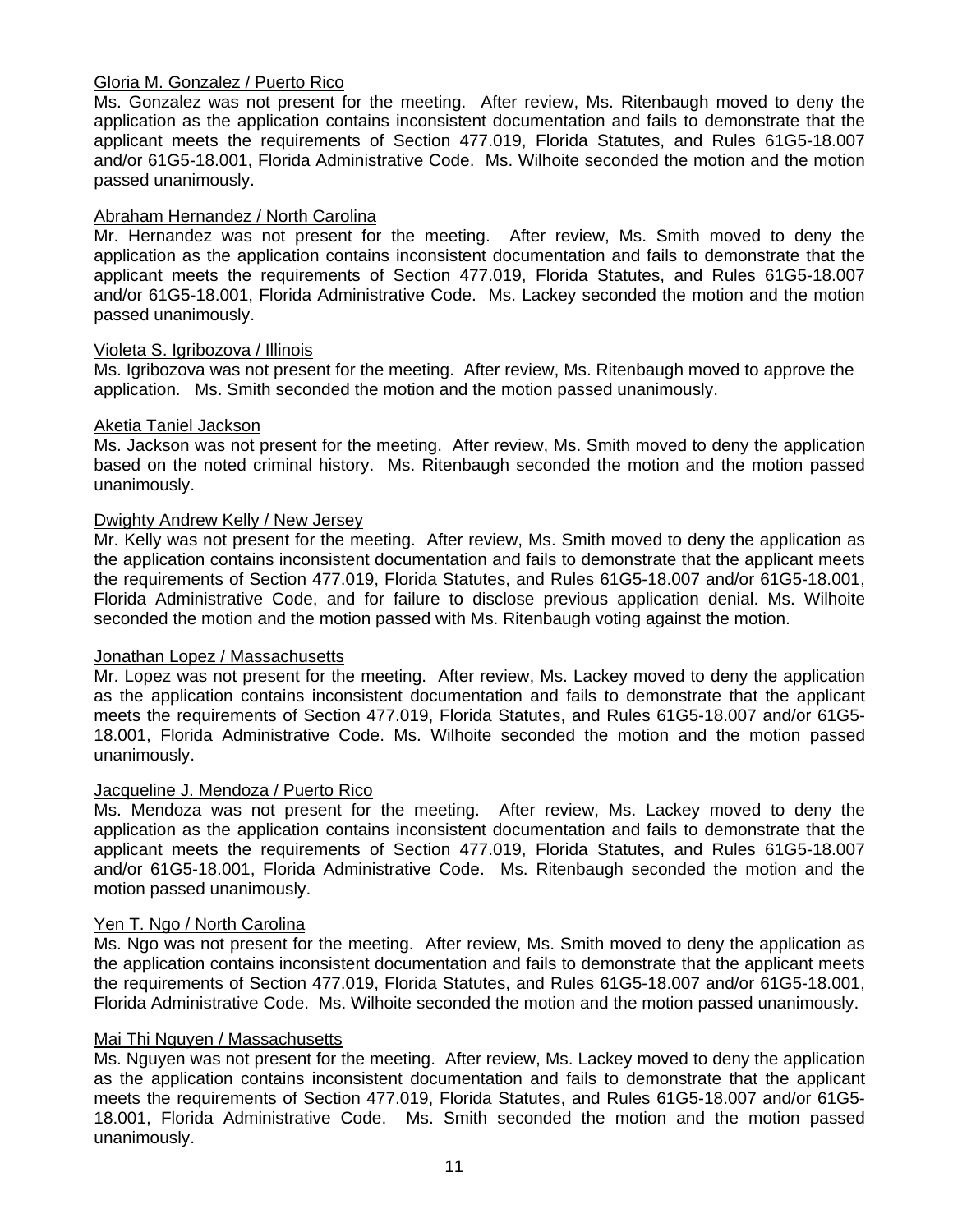<u>Gloria M. Gonzalez / Puerto Rico</u>
Ms. Gonzalez was not present for the meeting. After review, Ms. Ritenbaugh moved to deny the application as the application contains inconsistent documentation and fails to demonstrate that the applicant meets the requirements of Section 477.019, Florida Statutes, and Rules 61G5-18.007 and/or 61G5-18.001, Florida Administrative Code. Ms. Wilhoite seconded the motion and the motion passed unanimously.

<u>Abraham Hernandez / North Carolina</u>
Mr. Hernandez was not present for the meeting. After review, Ms. Smith moved to deny the application as the application contains inconsistent documentation and fails to demonstrate that the applicant meets the requirements of Section 477.019, Florida Statutes, and Rules 61G5-18.007 and/or 61G5-18.001, Florida Administrative Code. Ms. Lackey seconded the motion and the motion passed unanimously.

<u>Violeta S. Igribozova / Illinois</u>
Ms. Igribozova was not present for the meeting. After review, Ms. Ritenbaugh moved to approve the application. Ms. Smith seconded the motion and the motion passed unanimously.

<u>Aketia Taniel Jackson</u>
Ms. Jackson was not present for the meeting. After review, Ms. Smith moved to deny the application based on the noted criminal history. Ms. Ritenbaugh seconded the motion and the motion passed unanimously.

<u>Dwighty Andrew Kelly / New Jersey</u>
Mr. Kelly was not present for the meeting. After review, Ms. Smith moved to deny the application as the application contains inconsistent documentation and fails to demonstrate that the applicant meets the requirements of Section 477.019, Florida Statutes, and Rules 61G5-18.007 and/or 61G5-18.001, Florida Administrative Code, and for failure to disclose previous application denial. Ms. Wilhoite seconded the motion and the motion passed with Ms. Ritenbaugh voting against the motion.

<u>Jonathan Lopez / Massachusetts</u>
Mr. Lopez was not present for the meeting. After review, Ms. Lackey moved to deny the application as the application contains inconsistent documentation and fails to demonstrate that the applicant meets the requirements of Section 477.019, Florida Statutes, and Rules 61G5-18.007 and/or 61G5-18.001, Florida Administrative Code. Ms. Wilhoite seconded the motion and the motion passed unanimously.

<u>Jacqueline J. Mendoza / Puerto Rico</u>
Ms. Mendoza was not present for the meeting. After review, Ms. Lackey moved to deny the application as the application contains inconsistent documentation and fails to demonstrate that the applicant meets the requirements of Section 477.019, Florida Statutes, and Rules 61G5-18.007 and/or 61G5-18.001, Florida Administrative Code. Ms. Ritenbaugh seconded the motion and the motion passed unanimously.

<u>Yen T. Ngo / North Carolina</u>
Ms. Ngo was not present for the meeting. After review, Ms. Smith moved to deny the application as the application contains inconsistent documentation and fails to demonstrate that the applicant meets the requirements of Section 477.019, Florida Statutes, and Rules 61G5-18.007 and/or 61G5-18.001, Florida Administrative Code. Ms. Wilhoite seconded the motion and the motion passed unanimously.

<u>Mai Thi Nguyen / Massachusetts</u>
Ms. Nguyen was not present for the meeting. After review, Ms. Lackey moved to deny the application as the application contains inconsistent documentation and fails to demonstrate that the applicant meets the requirements of Section 477.019, Florida Statutes, and Rules 61G5-18.007 and/or 61G5-18.001, Florida Administrative Code. Ms. Smith seconded the motion and the motion passed unanimously.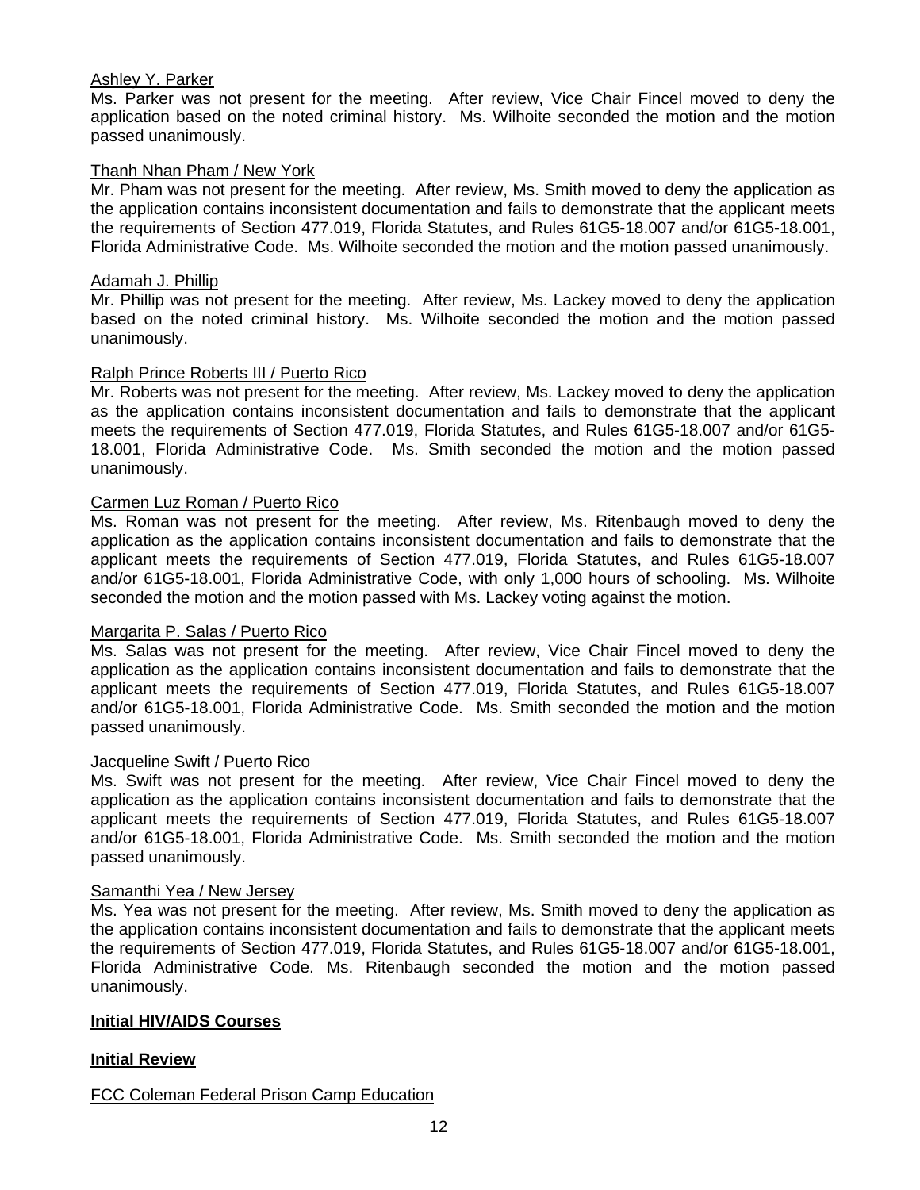Ashley Y. Parker

Ms. Parker was not present for the meeting. After review, Vice Chair Fincel moved to deny the application based on the noted criminal history. Ms. Wilhoite seconded the motion and the motion passed unanimously.

Thanh Nhan Pham / New York

Mr. Pham was not present for the meeting. After review, Ms. Smith moved to deny the application as the application contains inconsistent documentation and fails to demonstrate that the applicant meets the requirements of Section 477.019, Florida Statutes, and Rules 61G5-18.007 and/or 61G5-18.001, Florida Administrative Code. Ms. Wilhoite seconded the motion and the motion passed unanimously.

Adamah J. Phillip

Mr. Phillip was not present for the meeting. After review, Ms. Lackey moved to deny the application based on the noted criminal history. Ms. Wilhoite seconded the motion and the motion passed unanimously.

Ralph Prince Roberts III / Puerto Rico

Mr. Roberts was not present for the meeting. After review, Ms. Lackey moved to deny the application as the application contains inconsistent documentation and fails to demonstrate that the applicant meets the requirements of Section 477.019, Florida Statutes, and Rules 61G5-18.007 and/or 61G5-18.001, Florida Administrative Code. Ms. Smith seconded the motion and the motion passed unanimously.

Carmen Luz Roman / Puerto Rico

Ms. Roman was not present for the meeting. After review, Ms. Ritenbaugh moved to deny the application as the application contains inconsistent documentation and fails to demonstrate that the applicant meets the requirements of Section 477.019, Florida Statutes, and Rules 61G5-18.007 and/or 61G5-18.001, Florida Administrative Code, with only 1,000 hours of schooling. Ms. Wilhoite seconded the motion and the motion passed with Ms. Lackey voting against the motion.

Margarita P. Salas / Puerto Rico

Ms. Salas was not present for the meeting. After review, Vice Chair Fincel moved to deny the application as the application contains inconsistent documentation and fails to demonstrate that the applicant meets the requirements of Section 477.019, Florida Statutes, and Rules 61G5-18.007 and/or 61G5-18.001, Florida Administrative Code. Ms. Smith seconded the motion and the motion passed unanimously.

Jacqueline Swift / Puerto Rico

Ms. Swift was not present for the meeting. After review, Vice Chair Fincel moved to deny the application as the application contains inconsistent documentation and fails to demonstrate that the applicant meets the requirements of Section 477.019, Florida Statutes, and Rules 61G5-18.007 and/or 61G5-18.001, Florida Administrative Code. Ms. Smith seconded the motion and the motion passed unanimously.

Samanthi Yea / New Jersey

Ms. Yea was not present for the meeting. After review, Ms. Smith moved to deny the application as the application contains inconsistent documentation and fails to demonstrate that the applicant meets the requirements of Section 477.019, Florida Statutes, and Rules 61G5-18.007 and/or 61G5-18.001, Florida Administrative Code. Ms. Ritenbaugh seconded the motion and the motion passed unanimously.

**Initial HIV/AIDS Courses**

**Initial Review**

FCC Coleman Federal Prison Camp Education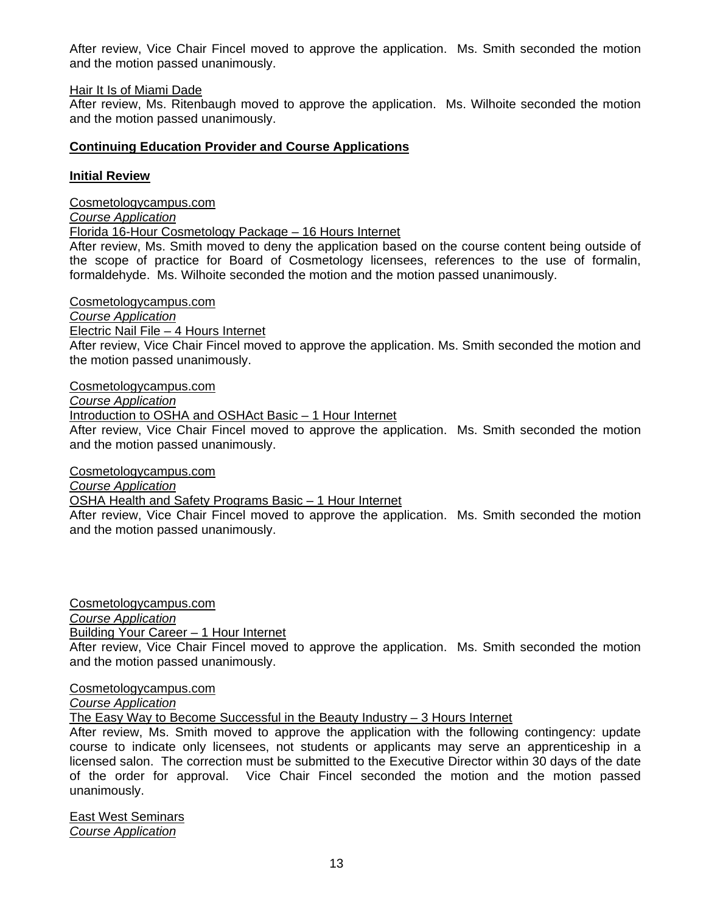After review, Vice Chair Fincel moved to approve the application. Ms. Smith seconded the motion and the motion passed unanimously.

Hair It Is of Miami Dade

After review, Ms. Ritenbaugh moved to approve the application. Ms. Wilhoite seconded the motion and the motion passed unanimously.

**Continuing Education Provider and Course Applications**

**Initial Review**

Cosmetologycampus.com
*Course Application*
Florida 16-Hour Cosmetology Package – 16 Hours Internet

After review, Ms. Smith moved to deny the application based on the course content being outside of the scope of practice for Board of Cosmetology licensees, references to the use of formalin, formaldehyde. Ms. Wilhoite seconded the motion and the motion passed unanimously.

Cosmetologycampus.com
*Course Application*
Electric Nail File – 4 Hours Internet

After review, Vice Chair Fincel moved to approve the application. Ms. Smith seconded the motion and the motion passed unanimously.

Cosmetologycampus.com
*Course Application*
Introduction to OSHA and OSHAct Basic – 1 Hour Internet

After review, Vice Chair Fincel moved to approve the application. Ms. Smith seconded the motion and the motion passed unanimously.

Cosmetologycampus.com
*Course Application*
OSHA Health and Safety Programs Basic – 1 Hour Internet

After review, Vice Chair Fincel moved to approve the application. Ms. Smith seconded the motion and the motion passed unanimously.

Cosmetologycampus.com
*Course Application*
Building Your Career – 1 Hour Internet

After review, Vice Chair Fincel moved to approve the application. Ms. Smith seconded the motion and the motion passed unanimously.

Cosmetologycampus.com
*Course Application*
The Easy Way to Become Successful in the Beauty Industry – 3 Hours Internet

After review, Ms. Smith moved to approve the application with the following contingency: update course to indicate only licensees, not students or applicants may serve an apprenticeship in a licensed salon. The correction must be submitted to the Executive Director within 30 days of the date of the order for approval. Vice Chair Fincel seconded the motion and the motion passed unanimously.

East West Seminars
*Course Application*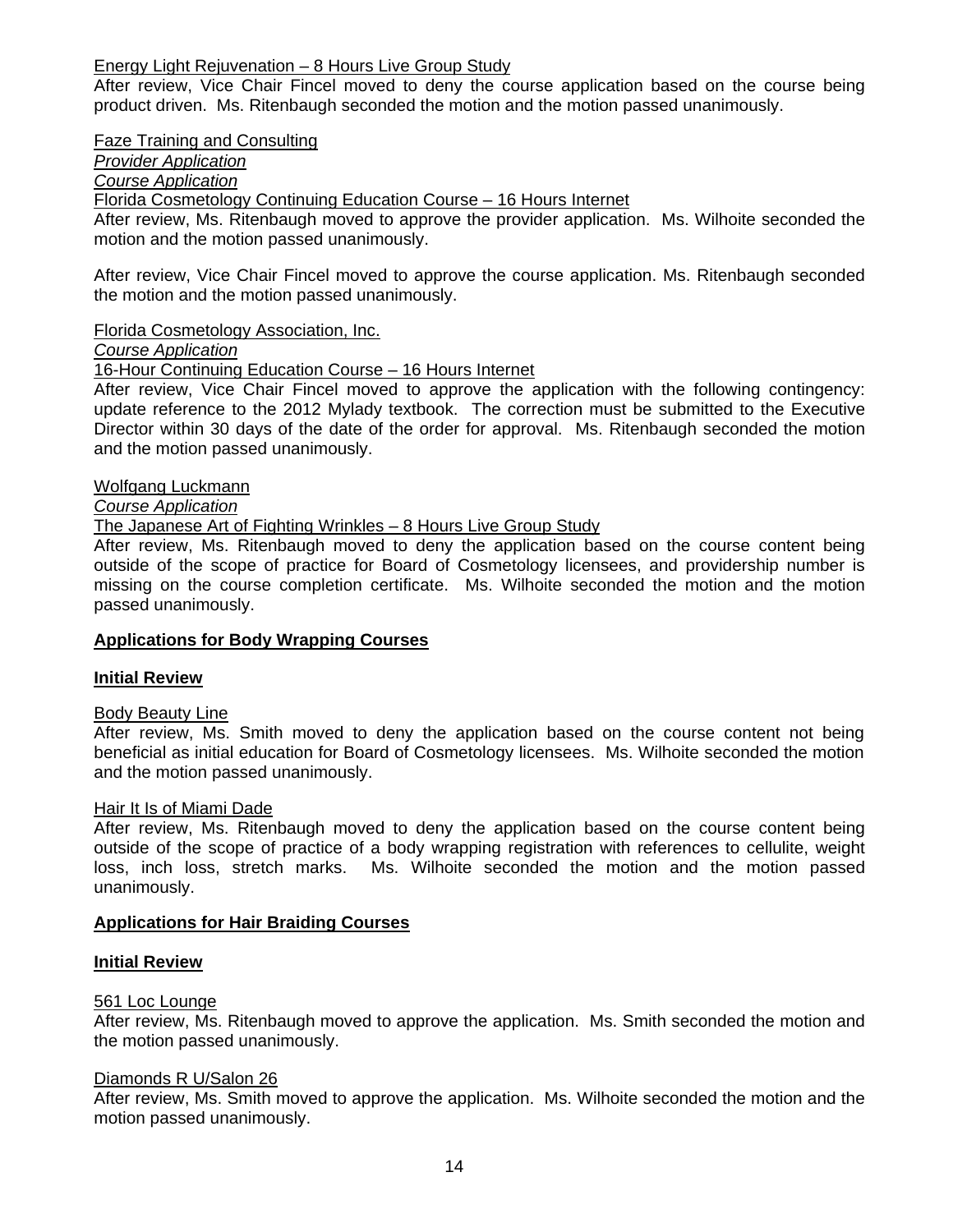Energy Light Rejuvenation – 8 Hours Live Group Study

After review, Vice Chair Fincel moved to deny the course application based on the course being product driven. Ms. Ritenbaugh seconded the motion and the motion passed unanimously.

Faze Training and Consulting

*Provider Application*

*Course Application*

Florida Cosmetology Continuing Education Course – 16 Hours Internet

After review, Ms. Ritenbaugh moved to approve the provider application. Ms. Wilhoite seconded the motion and the motion passed unanimously.

After review, Vice Chair Fincel moved to approve the course application. Ms. Ritenbaugh seconded the motion and the motion passed unanimously.

Florida Cosmetology Association, Inc.

*Course Application*

16-Hour Continuing Education Course – 16 Hours Internet

After review, Vice Chair Fincel moved to approve the application with the following contingency: update reference to the 2012 Mylady textbook. The correction must be submitted to the Executive Director within 30 days of the date of the order for approval. Ms. Ritenbaugh seconded the motion and the motion passed unanimously.

Wolfgang Luckmann

*Course Application*

The Japanese Art of Fighting Wrinkles – 8 Hours Live Group Study

After review, Ms. Ritenbaugh moved to deny the application based on the course content being outside of the scope of practice for Board of Cosmetology licensees, and providership number is missing on the course completion certificate. Ms. Wilhoite seconded the motion and the motion passed unanimously.

**Applications for Body Wrapping Courses**

**Initial Review**

Body Beauty Line

After review, Ms. Smith moved to deny the application based on the course content not being beneficial as initial education for Board of Cosmetology licensees. Ms. Wilhoite seconded the motion and the motion passed unanimously.

Hair It Is of Miami Dade

After review, Ms. Ritenbaugh moved to deny the application based on the course content being outside of the scope of practice of a body wrapping registration with references to cellulite, weight loss, inch loss, stretch marks. Ms. Wilhoite seconded the motion and the motion passed unanimously.

**Applications for Hair Braiding Courses**

**Initial Review**

561 Loc Lounge

After review, Ms. Ritenbaugh moved to approve the application. Ms. Smith seconded the motion and the motion passed unanimously.

Diamonds R U/Salon 26

After review, Ms. Smith moved to approve the application. Ms. Wilhoite seconded the motion and the motion passed unanimously.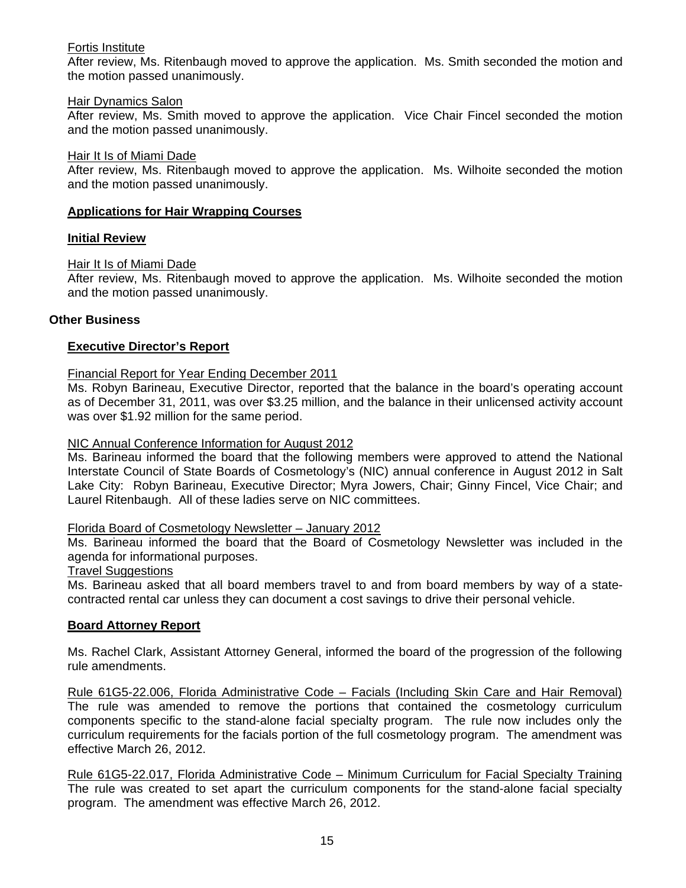Fortis Institute

After review, Ms. Ritenbaugh moved to approve the application. Ms. Smith seconded the motion and the motion passed unanimously.

Hair Dynamics Salon

After review, Ms. Smith moved to approve the application. Vice Chair Fincel seconded the motion and the motion passed unanimously.

Hair It Is of Miami Dade

After review, Ms. Ritenbaugh moved to approve the application. Ms. Wilhoite seconded the motion and the motion passed unanimously.

**Applications for Hair Wrapping Courses**

**Initial Review**

Hair It Is of Miami Dade

After review, Ms. Ritenbaugh moved to approve the application. Ms. Wilhoite seconded the motion and the motion passed unanimously.

**Other Business**

**Executive Director's Report**

Financial Report for Year Ending December 2011

Ms. Robyn Barineau, Executive Director, reported that the balance in the board's operating account as of December 31, 2011, was over $3.25 million, and the balance in their unlicensed activity account was over $1.92 million for the same period.

NIC Annual Conference Information for August 2012

Ms. Barineau informed the board that the following members were approved to attend the National Interstate Council of State Boards of Cosmetology's (NIC) annual conference in August 2012 in Salt Lake City: Robyn Barineau, Executive Director; Myra Jowers, Chair; Ginny Fincel, Vice Chair; and Laurel Ritenbaugh. All of these ladies serve on NIC committees.

Florida Board of Cosmetology Newsletter – January 2012

Ms. Barineau informed the board that the Board of Cosmetology Newsletter was included in the agenda for informational purposes.

Travel Suggestions

Ms. Barineau asked that all board members travel to and from board members by way of a state-contracted rental car unless they can document a cost savings to drive their personal vehicle.

**Board Attorney Report**

Ms. Rachel Clark, Assistant Attorney General, informed the board of the progression of the following rule amendments.

Rule 61G5-22.006, Florida Administrative Code – Facials (Including Skin Care and Hair Removal)

The rule was amended to remove the portions that contained the cosmetology curriculum components specific to the stand-alone facial specialty program. The rule now includes only the curriculum requirements for the facials portion of the full cosmetology program. The amendment was effective March 26, 2012.

Rule 61G5-22.017, Florida Administrative Code – Minimum Curriculum for Facial Specialty Training

The rule was created to set apart the curriculum components for the stand-alone facial specialty program. The amendment was effective March 26, 2012.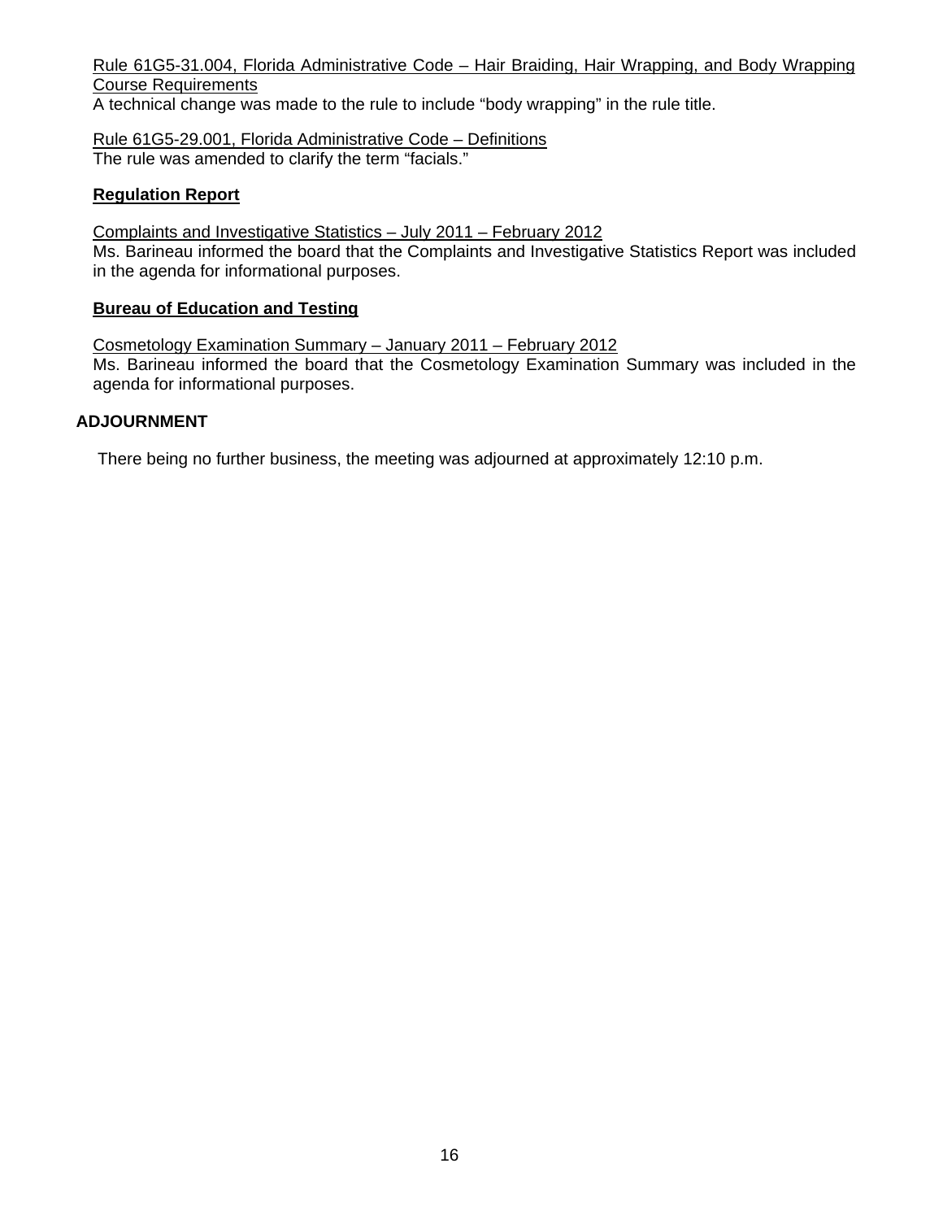Rule 61G5-31.004, Florida Administrative Code – Hair Braiding, Hair Wrapping, and Body Wrapping Course Requirements

A technical change was made to the rule to include "body wrapping" in the rule title.

Rule 61G5-29.001, Florida Administrative Code – Definitions

The rule was amended to clarify the term "facials."

**Regulation Report**

Complaints and Investigative Statistics – July 2011 – February 2012

Ms. Barineau informed the board that the Complaints and Investigative Statistics Report was included in the agenda for informational purposes.

**Bureau of Education and Testing**

Cosmetology Examination Summary – January 2011 – February 2012

Ms. Barineau informed the board that the Cosmetology Examination Summary was included in the agenda for informational purposes.

**ADJOURNMENT**

There being no further business, the meeting was adjourned at approximately 12:10 p.m.